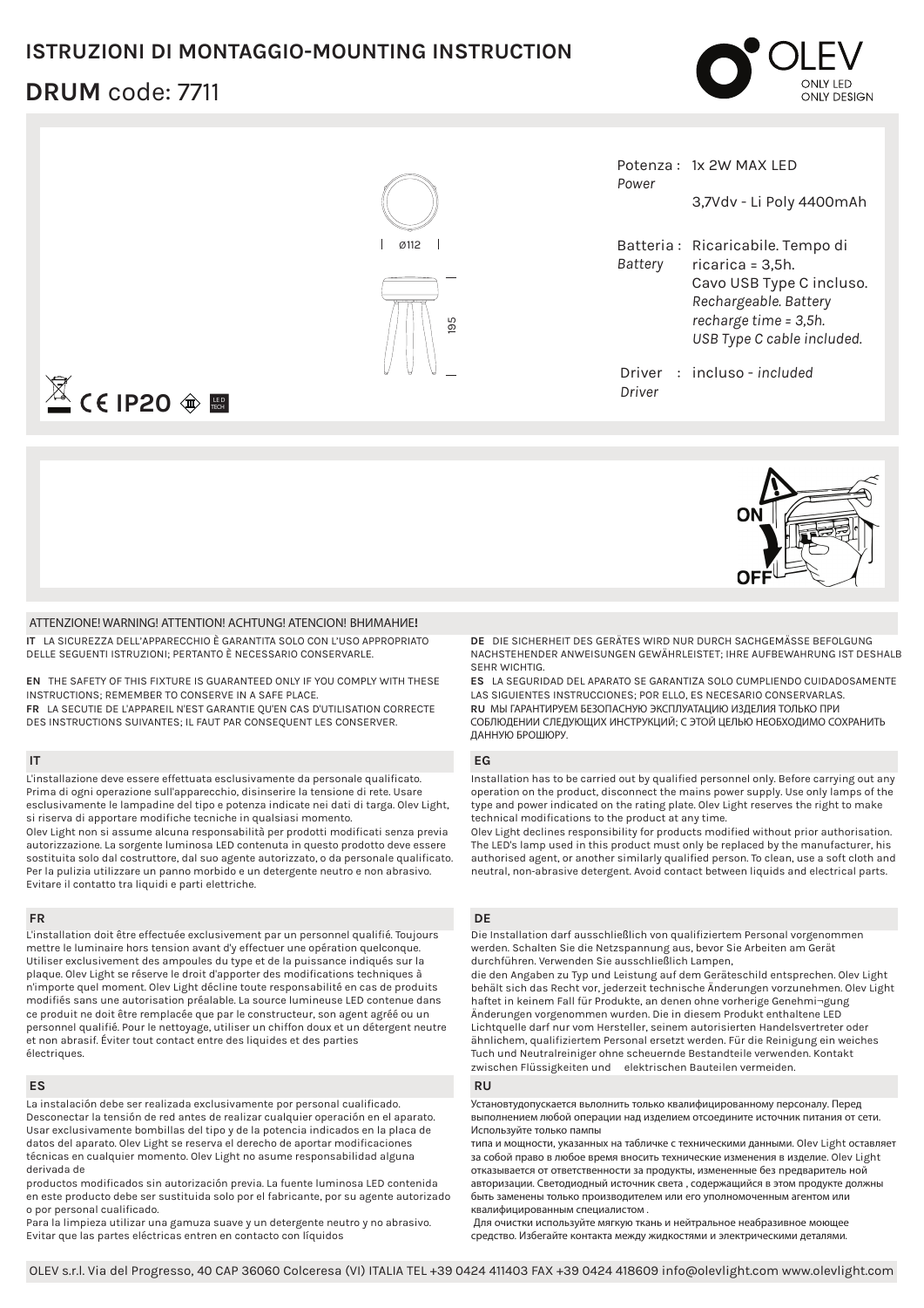# ISTRUZIONI DI MONTAGGIO-MOUNTING INSTRUCTION

## DRUM code: 7711

Ø112

195

IP20

| | |
|---|---|
| Potenza : *Power* | 1x 2W MAX LED |
| | 3,7Vdv - Li Poly 4400mAh |
| Batteria : *Battery* | Ricaricabile. Tempo di ricarica = 3,5h. Cavo USB Type C incluso. *Rechargeable. Battery recharge time = 3,5h. USB Type C cable included.* |
| Driver : *Driver* | incluso - *included* |

ON

OFF

ATTENZIONE! WARNING! ATTENTION! ACHTUNG! ATENCION! ВНИМАНИЕ!

**IT** LA SICUREZZA DELL'APPARECCHIO È GARANTITA SOLO CON L'USO APPROPRIATO DELLE SEGUENTI ISTRUZIONI; PERTANTO È NECESSARIO CONSERVARLE.

**EN** THE SAFETY OF THIS FIXTURE IS GUARANTEED ONLY IF YOU COMPLY WITH THESE INSTRUCTIONS; REMEMBER TO CONSERVE IN A SAFE PLACE.

**FR** LA SECUTIE DE L'APPAREIL N'EST GARANTIE QU'EN CAS D'UTILISATION CORRECTE DES INSTRUCTIONS SUIVANTES; IL FAUT PAR CONSEQUENT LES CONSERVER.

**DE** DIE SICHERHEIT DES GERÄTES WIRD NUR DURCH SACHGEMÄSSE BEFOLGUNG NACHSTEHENDER ANWEISUNGEN GEWÄHRLEISTET; IHRE AUFBEWAHRUNG IST DESHALB SEHR WICHTIG.

**ES** LA SEGURIDAD DEL APARATO SE GARANTIZA SOLO CUMPLIENDO CUIDADOSAMENTE LAS SIGUIENTES INSTRUCCIONES; POR ELLO, ES NECESARIO CONSERVARLAS.

**RU** МЫ ГАРАНТИРУЕМ БЕЗОПАСНУЮ ЭКСПЛУАТАЦИЮ ИЗДЕЛИЯ ТОЛЬКО ПРИ СОБЛЮДЕНИИ СЛЕДУЮЩИХ ИНСТРУКЦИЙ; С ЭТОЙ ЦЕЛЬЮ НЕОБХОДИМО СОХРАНИТЬ ДАННУЮ БРОШЮРУ.

### IT

L'installazione deve essere effettuata esclusivamente da personale qualificato. Prima di ogni operazione sull'apparecchio, disinserire la tensione di rete. Usare esclusivamente le lampadine del tipo e potenza indicate nei dati di targa. Olev Light, si riserva di apportare modifiche tecniche in qualsiasi momento.
Olev Light non si assume alcuna responsabilità per prodotti modificati senza previa autorizzazione. La sorgente luminosa LED contenuta in questo prodotto deve essere sostituita solo dal costruttore, dal suo agente autorizzato, o da personale qualificato. Per la pulizia utilizzare un panno morbido e un detergente neutro e non abrasivo. Evitare il contatto tra liquidi e parti elettriche.

### EG

Installation has to be carried out by qualified personnel only. Before carrying out any operation on the product, disconnect the mains power supply. Use only lamps of the type and power indicated on the rating plate. Olev Light reserves the right to make technical modifications to the product at any time.
Olev Light declines responsibility for products modified without prior authorisation. The LED's lamp used in this product must only be replaced by the manufacturer, his authorised agent, or another similarly qualified person. To clean, use a soft cloth and neutral, non-abrasive detergent. Avoid contact between liquids and electrical parts.

### FR

L'installation doit être effectuée exclusivement par un personnel qualifié. Toujours mettre le luminaire hors tension avant d'y effectuer une opération quelconque. Utiliser exclusivement des ampoules du type et de la puissance indiqués sur la plaque. Olev Light se réserve le droit d'apporter des modifications techniques à n'importe quel moment. Olev Light décline toute responsabilité en cas de produits modifiés sans une autorisation préalable. La source lumineuse LED contenue dans ce produit ne doit être remplacée que par le constructeur, son agent agréé ou un personnel qualifié. Pour le nettoyage, utiliser un chiffon doux et un détergent neutre et non abrasif. Éviter tout contact entre des liquides et des parties électriques.

### DE

Die Installation darf ausschließlich von qualifiziertem Personal vorgenommen werden. Schalten Sie die Netzspannung aus, bevor Sie Arbeiten am Gerät durchführen. Verwenden Sie ausschließlich Lampen,
die den Angaben zu Typ und Leistung auf dem Geräteschild entsprechen. Olev Light behält sich das Recht vor, jederzeit technische Änderungen vorzunehmen. Olev Light haftet in keinem Fall für Produkte, an denen ohne vorherige Genehmi¬gung Änderungen vorgenommen wurden. Die in diesem Produkt enthaltene LED Lichtquelle darf nur vom Hersteller, seinem autorisierten Handelsvertreter oder ähnlichem, qualifiziertem Personal ersetzt werden. Für die Reinigung ein weiches Tuch und Neutralreiniger ohne scheuernde Bestandteile verwenden. Kontakt zwischen Flüssigkeiten und elektrischen Bauteilen vermeiden.

### ES

La instalación debe ser realizada exclusivamente por personal cualificado. Desconectar la tensión de red antes de realizar cualquier operación en el aparato. Usar exclusivamente bombillas del tipo y de la potencia indicados en la placa de datos del aparato. Olev Light se reserva el derecho de aportar modificaciones técnicas en cualquier momento. Olev Light no asume responsabilidad alguna derivada de
productos modificados sin autorización previa. La fuente luminosa LED contenida en este producto debe ser sustituida solo por el fabricante, por su agente autorizado o por personal cualificado.
Para la limpieza utilizar una gamuza suave y un detergente neutro y no abrasivo. Evitar que las partes eléctricas entren en contacto con líquidos

### RU

Установтудопускается вылолнить только квалифицированному персоналу. Перед выполнением любой операции над изделием отсоедините источник питания от сети. Используйте только пампы
типа и мощности, указанных на табличке с техническими данными. Olev Light оставляет за собой право в любое время вносить технические изменения в изделие. Olev Light отказывается от ответственности за продукты, измененные без предваритель ной авторизации. Светодиодный источник света , содержащийся в этом продукте должны быть заменены только производителем или его уполномоченным агентом или квалифицированным специалистом .
Для очистки используйте мягкую ткань и нейтральное неабразивное моющее средство. Избегайте контакта между жидкостями и электрическими деталями.

OLEV s.r.l. Via del Progresso, 40 CAP 36060 Colceresa (VI) ITALIA TEL +39 0424 411403 FAX +39 0424 418609 info@olevlight.com www.olevlight.com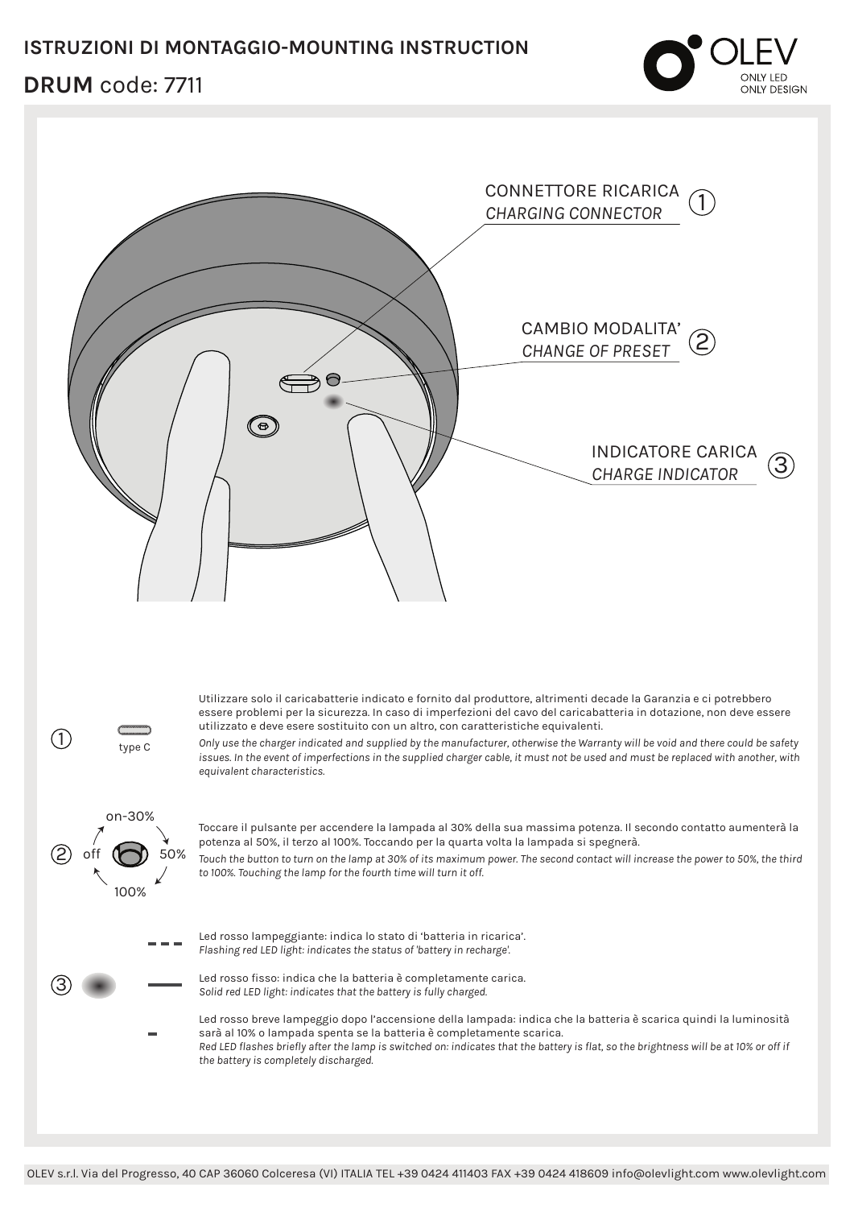## ISTRUZIONI DI MONTAGGIO-MOUNTING INSTRUCTION

## DRUM code: 7711

OLEV
ONLY LED
ONLY DESIGN

CONNETTORE RICARICA
*CHARGING CONNECTOR* ①

CAMBIO MODALITA'
*CHANGE OF PRESET* ②

INDICATORE CARICA
*CHARGE INDICATOR* ③

① type C

Utilizzare solo il caricabatterie indicato e fornito dal produttore, altrimenti decade la Garanzia e ci potrebbero essere problemi per la sicurezza. In caso di imperfezioni del cavo del caricabatteria in dotazione, non deve essere utilizzato e deve esere sostituito con un altro, con caratteristiche equivalenti.

*Only use the charger indicated and supplied by the manufacturer, otherwise the Warranty will be void and there could be safety issues. In the event of imperfections in the supplied charger cable, it must not be used and must be replaced with another, with equivalent characteristics.*

② on-30% → 50% → 100% → off

Toccare il pulsante per accendere la lampada al 30% della sua massima potenza. Il secondo contatto aumenterà la potenza al 50%, il terzo al 100%. Toccando per la quarta volta la lampada si spegnerà.

*Touch the button to turn on the lamp at 30% of its maximum power. The second contact will increase the power to 50%, the third to 100%. Touching the lamp for the fourth time will turn it off.*

③

Led rosso lampeggiante: indica lo stato di 'batteria in ricarica'.
*Flashing red LED light: indicates the status of 'battery in recharge'.*

Led rosso fisso: indica che la batteria è completamente carica.
*Solid red LED light: indicates that the battery is fully charged.*

Led rosso breve lampeggio dopo l'accensione della lampada: indica che la batteria è scarica quindi la luminosità sarà al 10% o lampada spenta se la batteria è completamente scarica.
*Red LED flashes briefly after the lamp is switched on: indicates that the battery is flat, so the brightness will be at 10% or off if the battery is completely discharged.*

OLEV s.r.l. Via del Progresso, 40 CAP 36060 Colceresa (VI) ITALIA TEL +39 0424 411403 FAX +39 0424 418609 info@olevlight.com www.olevlight.com